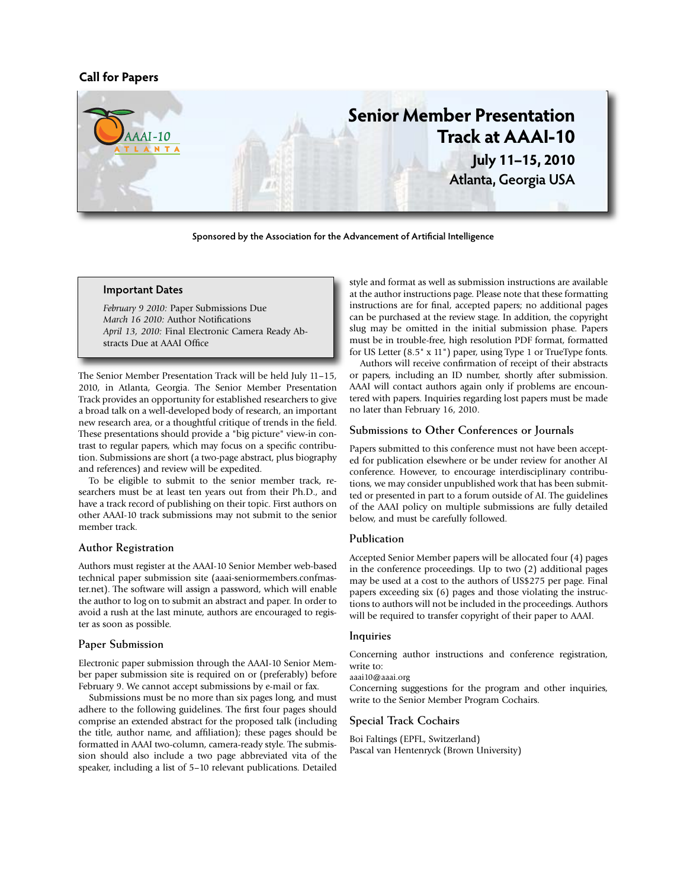Call for Papers

# Senior Member Presentation Track at AAAI-10

**July 11–15, 2010**
**Atlanta, Georgia USA**

**Sponsored by the Association for the Advancement of Artificial Intelligence**

### Important Dates

*February 9 2010:* Paper Submissions Due
*March 16 2010:* Author Notifications
*April 13, 2010:* Final Electronic Camera Ready Abstracts Due at AAAI Office

The Senior Member Presentation Track will be held July 11–15, 2010, in Atlanta, Georgia. The Senior Member Presentation Track provides an opportunity for established researchers to give a broad talk on a well-developed body of research, an important new research area, or a thoughtful critique of trends in the field. These presentations should provide a "big picture" view-in contrast to regular papers, which may focus on a specific contribution. Submissions are short (a two-page abstract, plus biography and references) and review will be expedited.

To be eligible to submit to the senior member track, researchers must be at least ten years out from their Ph.D., and have a track record of publishing on their topic. First authors on other AAAI-10 track submissions may not submit to the senior member track.

## Author Registration

Authors must register at the AAAI-10 Senior Member web-based technical paper submission site (aaai-seniormembers.confmaster.net). The software will assign a password, which will enable the author to log on to submit an abstract and paper. In order to avoid a rush at the last minute, authors are encouraged to register as soon as possible.

## Paper Submission

Electronic paper submission through the AAAI-10 Senior Member paper submission site is required on or (preferably) before February 9. We cannot accept submissions by e-mail or fax.

Submissions must be no more than six pages long, and must adhere to the following guidelines. The first four pages should comprise an extended abstract for the proposed talk (including the title, author name, and affiliation); these pages should be formatted in AAAI two-column, camera-ready style. The submission should also include a two page abbreviated vita of the speaker, including a list of 5–10 relevant publications. Detailed style and format as well as submission instructions are available at the author instructions page. Please note that these formatting instructions are for final, accepted papers; no additional pages can be purchased at the review stage. In addition, the copyright slug may be omitted in the initial submission phase. Papers must be in trouble-free, high resolution PDF format, formatted for US Letter (8.5" x 11") paper, using Type 1 or TrueType fonts.

Authors will receive confirmation of receipt of their abstracts or papers, including an ID number, shortly after submission. AAAI will contact authors again only if problems are encountered with papers. Inquiries regarding lost papers must be made no later than February 16, 2010.

## Submissions to Other Conferences or Journals

Papers submitted to this conference must not have been accepted for publication elsewhere or be under review for another AI conference. However, to encourage interdisciplinary contributions, we may consider unpublished work that has been submitted or presented in part to a forum outside of AI. The guidelines of the AAAI policy on multiple submissions are fully detailed below, and must be carefully followed.

## Publication

Accepted Senior Member papers will be allocated four (4) pages in the conference proceedings. Up to two (2) additional pages may be used at a cost to the authors of US$275 per page. Final papers exceeding six (6) pages and those violating the instructions to authors will not be included in the proceedings. Authors will be required to transfer copyright of their paper to AAAI.

## Inquiries

Concerning author instructions and conference registration, write to:
aaai10@aaai.org
Concerning suggestions for the program and other inquiries, write to the Senior Member Program Cochairs.

## Special Track Cochairs

Boi Faltings (EPFL, Switzerland)
Pascal van Hentenryck (Brown University)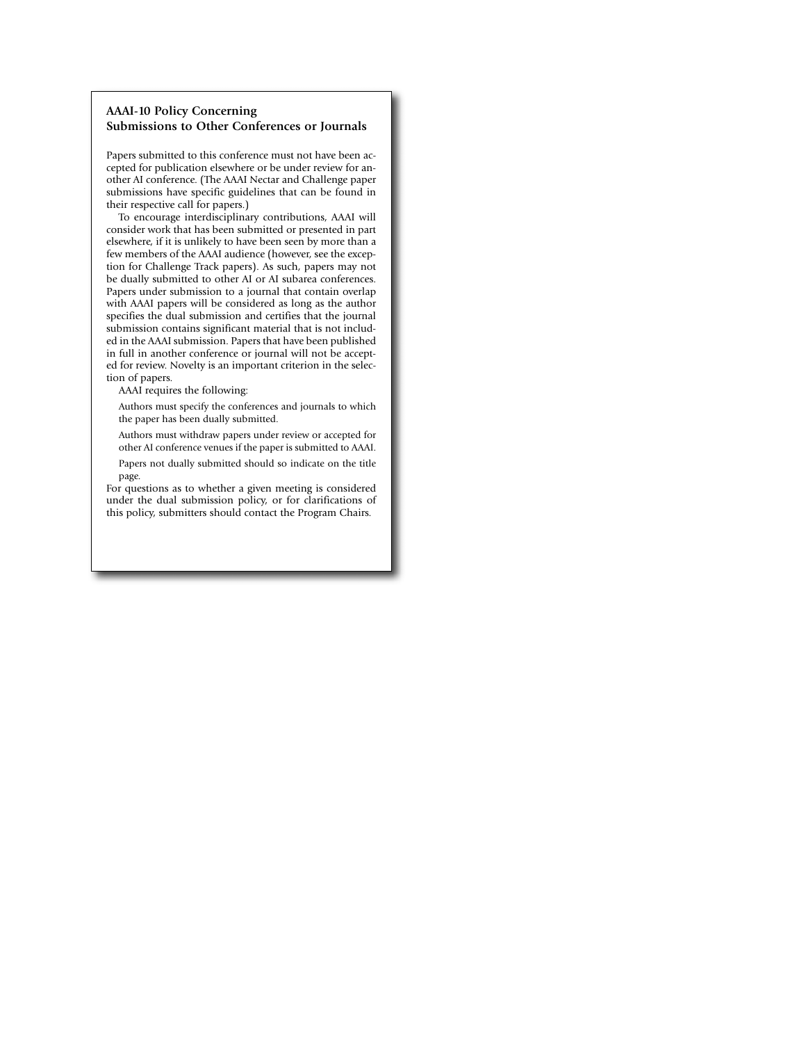## AAAI-10 Policy Concerning Submissions to Other Conferences or Journals

Papers submitted to this conference must not have been accepted for publication elsewhere or be under review for another AI conference. (The AAAI Nectar and Challenge paper submissions have specific guidelines that can be found in their respective call for papers.)

To encourage interdisciplinary contributions, AAAI will consider work that has been submitted or presented in part elsewhere, if it is unlikely to have been seen by more than a few members of the AAAI audience (however, see the exception for Challenge Track papers). As such, papers may not be dually submitted to other AI or AI subarea conferences. Papers under submission to a journal that contain overlap with AAAI papers will be considered as long as the author specifies the dual submission and certifies that the journal submission contains significant material that is not included in the AAAI submission. Papers that have been published in full in another conference or journal will not be accepted for review. Novelty is an important criterion in the selection of papers.

AAAI requires the following:

- Authors must specify the conferences and journals to which the paper has been dually submitted.
- Authors must withdraw papers under review or accepted for other AI conference venues if the paper is submitted to AAAI.
- Papers not dually submitted should so indicate on the title page.

For questions as to whether a given meeting is considered under the dual submission policy, or for clarifications of this policy, submitters should contact the Program Chairs.